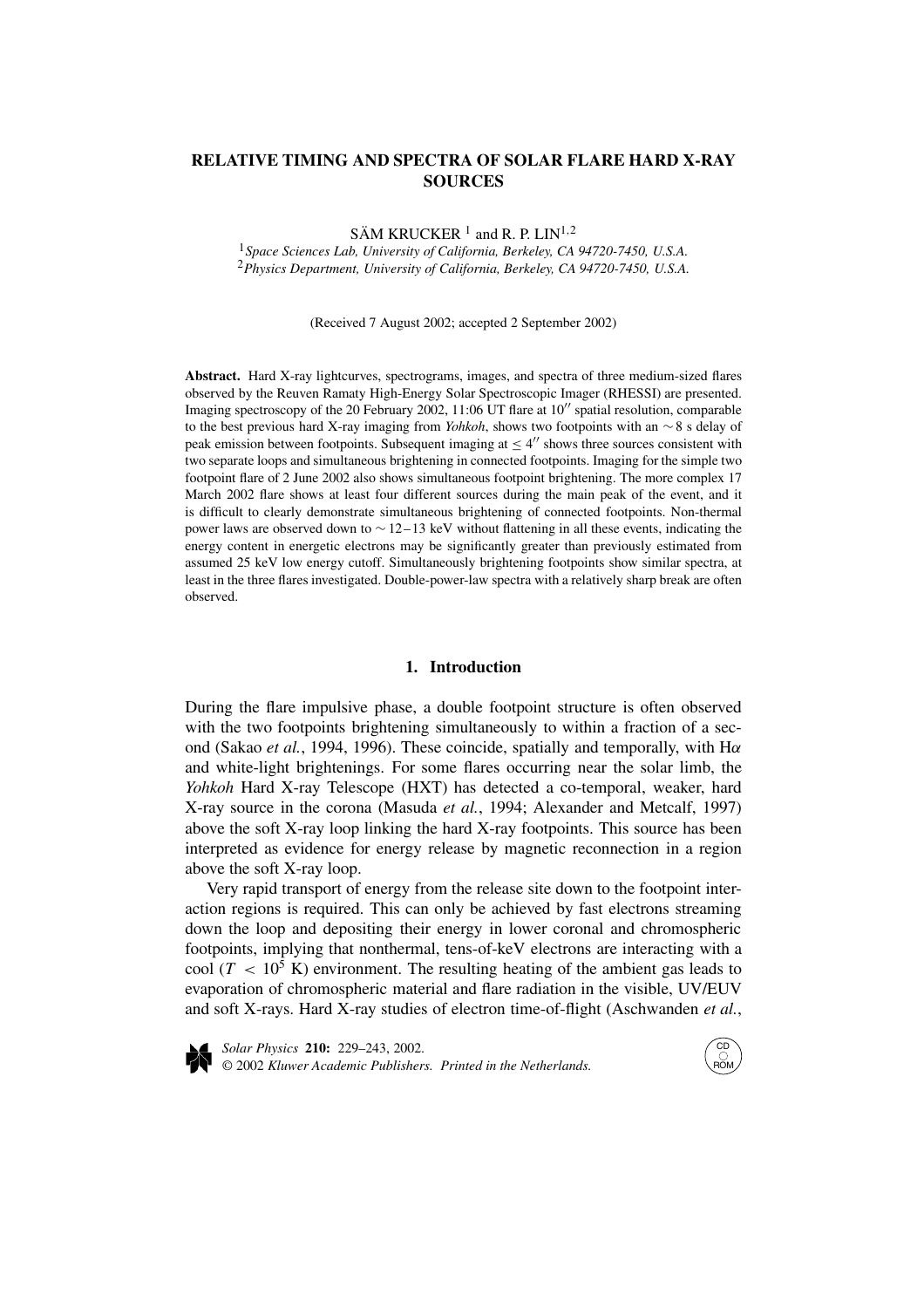# RELATIVE TIMING AND SPECTRA OF SOLAR FLARE HARD X-RAY SOURCES

SÄM KRUCKER [1] and R. P. LIN[1,2]

[1]*Space Sciences Lab, University of California, Berkeley, CA 94720-7450, U.S.A.*
[2]*Physics Department, University of California, Berkeley, CA 94720-7450, U.S.A.*

(Received 7 August 2002; accepted 2 September 2002)

**Abstract.** Hard X-ray lightcurves, spectrograms, images, and spectra of three medium-sized flares observed by the Reuven Ramaty High-Energy Solar Spectroscopic Imager (RHESSI) are presented. Imaging spectroscopy of the 20 February 2002, 11:06 UT flare at $10''$ spatial resolution, comparable to the best previous hard X-ray imaging from *Yohkoh*, shows two footpoints with an $\sim 8$ s delay of peak emission between footpoints. Subsequent imaging at $\leq 4''$ shows three sources consistent with two separate loops and simultaneous brightening in connected footpoints. Imaging for the simple two footpoint flare of 2 June 2002 also shows simultaneous footpoint brightening. The more complex 17 March 2002 flare shows at least four different sources during the main peak of the event, and it is difficult to clearly demonstrate simultaneous brightening of connected footpoints. Non-thermal power laws are observed down to $\sim 12-13$ keV without flattening in all these events, indicating the energy content in energetic electrons may be significantly greater than previously estimated from assumed 25 keV low energy cutoff. Simultaneously brightening footpoints show similar spectra, at least in the three flares investigated. Double-power-law spectra with a relatively sharp break are often observed.

## 1. Introduction

During the flare impulsive phase, a double footpoint structure is often observed with the two footpoints brightening simultaneously to within a fraction of a second (Sakao *et al.*, 1994, 1996). These coincide, spatially and temporally, with H$\alpha$ and white-light brightenings. For some flares occurring near the solar limb, the *Yohkoh* Hard X-ray Telescope (HXT) has detected a co-temporal, weaker, hard X-ray source in the corona (Masuda *et al.*, 1994; Alexander and Metcalf, 1997) above the soft X-ray loop linking the hard X-ray footpoints. This source has been interpreted as evidence for energy release by magnetic reconnection in a region above the soft X-ray loop.

Very rapid transport of energy from the release site down to the footpoint interaction regions is required. This can only be achieved by fast electrons streaming down the loop and depositing their energy in lower coronal and chromospheric footpoints, implying that nonthermal, tens-of-keV electrons are interacting with a cool ($T < 10^5$ K) environment. The resulting heating of the ambient gas leads to evaporation of chromospheric material and flare radiation in the visible, UV/EUV and soft X-rays. Hard X-ray studies of electron time-of-flight (Aschwanden *et al.*,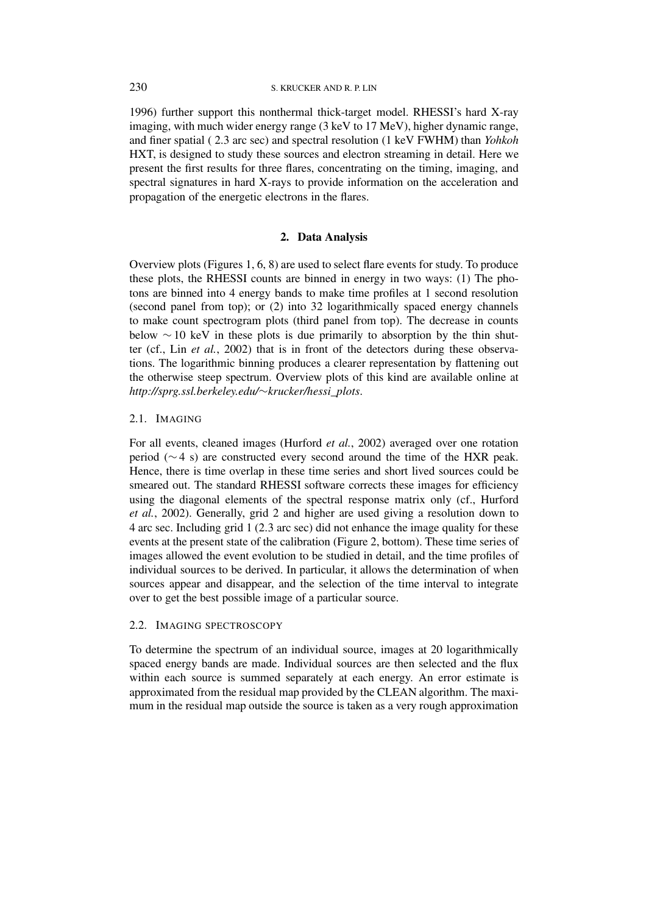1996) further support this nonthermal thick-target model. RHESSI's hard X-ray imaging, with much wider energy range (3 keV to 17 MeV), higher dynamic range, and finer spatial ( 2.3 arc sec) and spectral resolution (1 keV FWHM) than *Yohkoh* HXT, is designed to study these sources and electron streaming in detail. Here we present the first results for three flares, concentrating on the timing, imaging, and spectral signatures in hard X-rays to provide information on the acceleration and propagation of the energetic electrons in the flares.

## 2. Data Analysis

Overview plots (Figures 1, 6, 8) are used to select flare events for study. To produce these plots, the RHESSI counts are binned in energy in two ways: (1) The photons are binned into 4 energy bands to make time profiles at 1 second resolution (second panel from top); or (2) into 32 logarithmically spaced energy channels to make count spectrogram plots (third panel from top). The decrease in counts below $\sim 10$ keV in these plots is due primarily to absorption by the thin shutter (cf., Lin *et al.*, 2002) that is in front of the detectors during these observations. The logarithmic binning produces a clearer representation by flattening out the otherwise steep spectrum. Overview plots of this kind are available online at *http://sprg.ssl.berkeley.edu/~krucker/hessi_plots*.

### 2.1. Imaging

For all events, cleaned images (Hurford *et al.*, 2002) averaged over one rotation period ($\sim 4$ s) are constructed every second around the time of the HXR peak. Hence, there is time overlap in these time series and short lived sources could be smeared out. The standard RHESSI software corrects these images for efficiency using the diagonal elements of the spectral response matrix only (cf., Hurford *et al.*, 2002). Generally, grid 2 and higher are used giving a resolution down to 4 arc sec. Including grid 1 (2.3 arc sec) did not enhance the image quality for these events at the present state of the calibration (Figure 2, bottom). These time series of images allowed the event evolution to be studied in detail, and the time profiles of individual sources to be derived. In particular, it allows the determination of when sources appear and disappear, and the selection of the time interval to integrate over to get the best possible image of a particular source.

### 2.2. Imaging spectroscopy

To determine the spectrum of an individual source, images at 20 logarithmically spaced energy bands are made. Individual sources are then selected and the flux within each source is summed separately at each energy. An error estimate is approximated from the residual map provided by the CLEAN algorithm. The maximum in the residual map outside the source is taken as a very rough approximation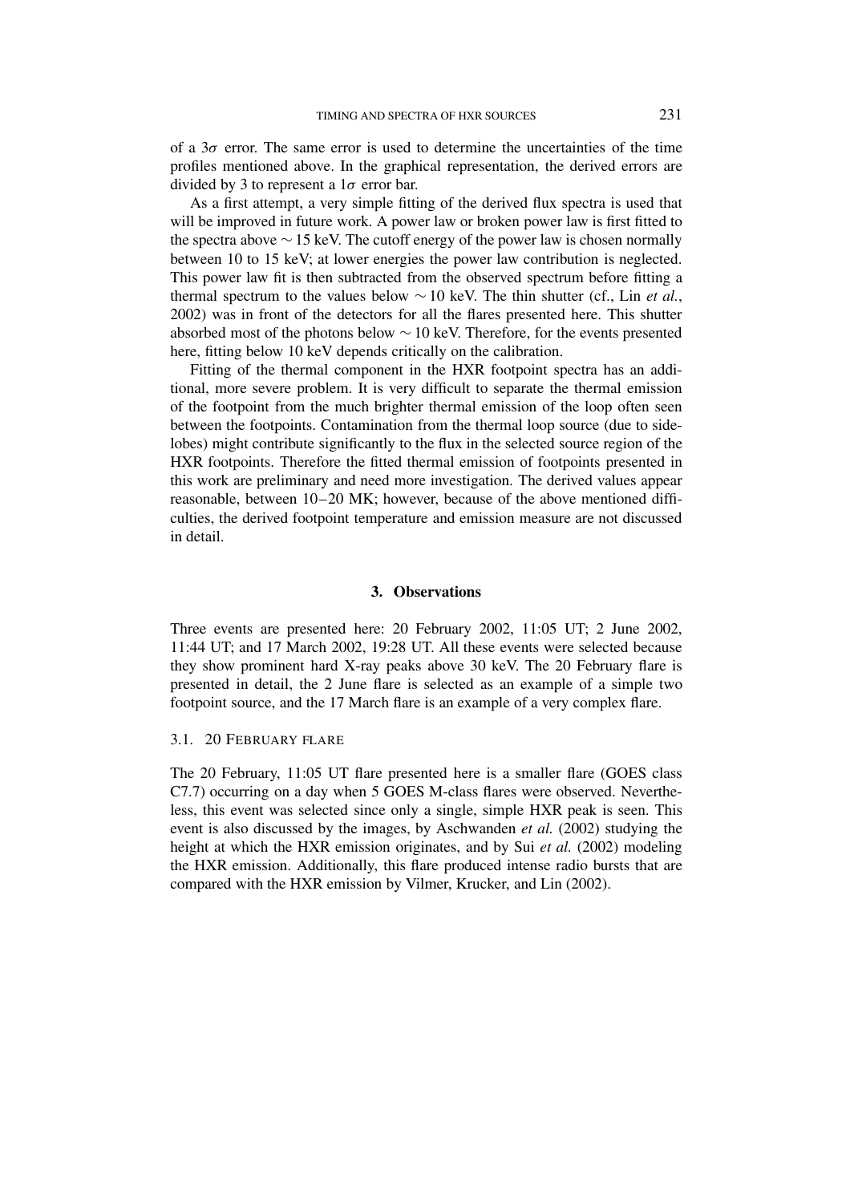of a $3\sigma$ error. The same error is used to determine the uncertainties of the time profiles mentioned above. In the graphical representation, the derived errors are divided by 3 to represent a $1\sigma$ error bar.

As a first attempt, a very simple fitting of the derived flux spectra is used that will be improved in future work. A power law or broken power law is first fitted to the spectra above $\sim 15$ keV. The cutoff energy of the power law is chosen normally between 10 to 15 keV; at lower energies the power law contribution is neglected. This power law fit is then subtracted from the observed spectrum before fitting a thermal spectrum to the values below $\sim 10$ keV. The thin shutter (cf., Lin *et al.*, 2002) was in front of the detectors for all the flares presented here. This shutter absorbed most of the photons below $\sim 10$ keV. Therefore, for the events presented here, fitting below 10 keV depends critically on the calibration.

Fitting of the thermal component in the HXR footpoint spectra has an additional, more severe problem. It is very difficult to separate the thermal emission of the footpoint from the much brighter thermal emission of the loop often seen between the footpoints. Contamination from the thermal loop source (due to sidelobes) might contribute significantly to the flux in the selected source region of the HXR footpoints. Therefore the fitted thermal emission of footpoints presented in this work are preliminary and need more investigation. The derived values appear reasonable, between 10–20 MK; however, because of the above mentioned difficulties, the derived footpoint temperature and emission measure are not discussed in detail.

## 3. Observations

Three events are presented here: 20 February 2002, 11:05 UT; 2 June 2002, 11:44 UT; and 17 March 2002, 19:28 UT. All these events were selected because they show prominent hard X-ray peaks above 30 keV. The 20 February flare is presented in detail, the 2 June flare is selected as an example of a simple two footpoint source, and the 17 March flare is an example of a very complex flare.

### 3.1. 20 February Flare

The 20 February, 11:05 UT flare presented here is a smaller flare (GOES class C7.7) occurring on a day when 5 GOES M-class flares were observed. Nevertheless, this event was selected since only a single, simple HXR peak is seen. This event is also discussed by the images, by Aschwanden *et al.* (2002) studying the height at which the HXR emission originates, and by Sui *et al.* (2002) modeling the HXR emission. Additionally, this flare produced intense radio bursts that are compared with the HXR emission by Vilmer, Krucker, and Lin (2002).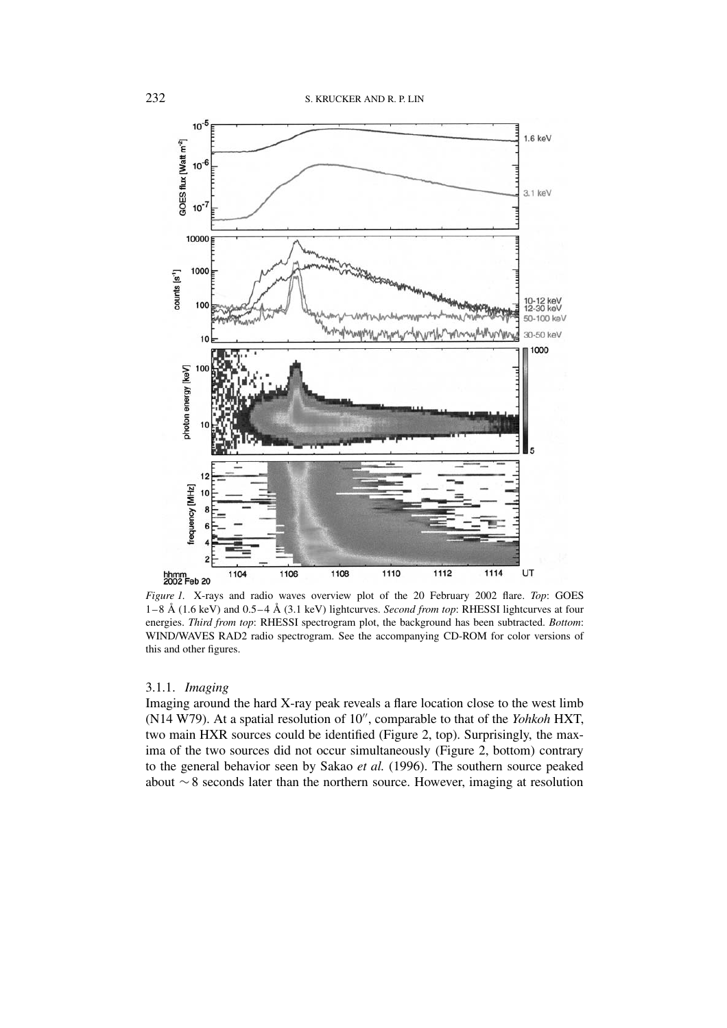*Figure 1.* X-rays and radio waves overview plot of the 20 February 2002 flare. *Top*: GOES 1–8 Å (1.6 keV) and 0.5–4 Å (3.1 keV) lightcurves. *Second from top*: RHESSI lightcurves at four energies. *Third from top*: RHESSI spectrogram plot, the background has been subtracted. *Bottom*: WIND/WAVES RAD2 radio spectrogram. See the accompanying CD-ROM for color versions of this and other figures.

#### 3.1.1. *Imaging*

Imaging around the hard X-ray peak reveals a flare location close to the west limb (N14 W79). At a spatial resolution of 10″, comparable to that of the *Yohkoh* HXT, two main HXR sources could be identified (Figure 2, top). Surprisingly, the maxima of the two sources did not occur simultaneously (Figure 2, bottom) contrary to the general behavior seen by Sakao *et al.* (1996). The southern source peaked about ∼ 8 seconds later than the northern source. However, imaging at resolution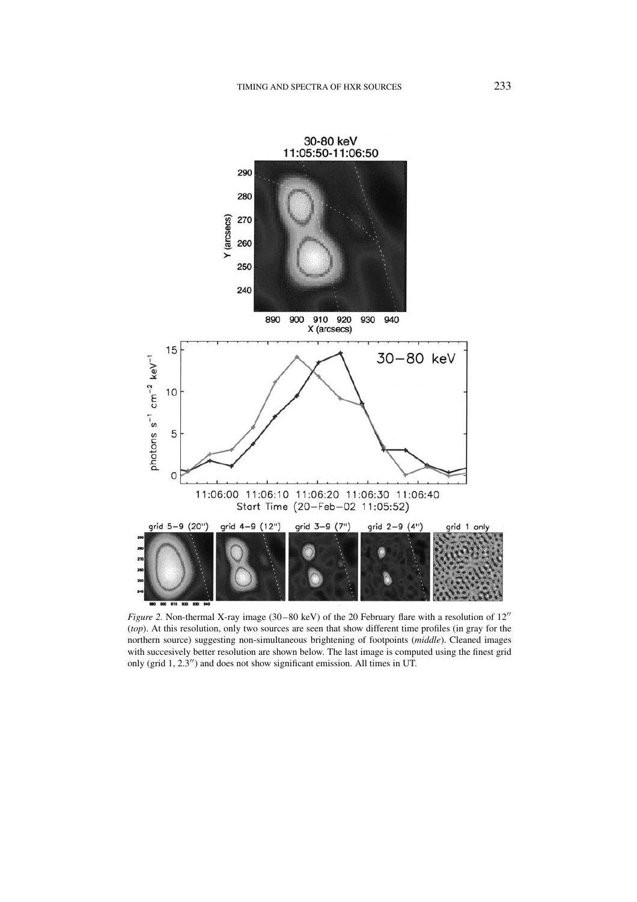*Figure 2.* Non-thermal X-ray image (30–80 keV) of the 20 February flare with a resolution of 12″ (*top*). At this resolution, only two sources are seen that show different time profiles (in gray for the northern source) suggesting non-simultaneous brightening of footpoints (*middle*). Cleaned images with succesively better resolution are shown below. The last image is computed using the finest grid only (grid 1, 2.3″) and does not show significant emission. All times in UT.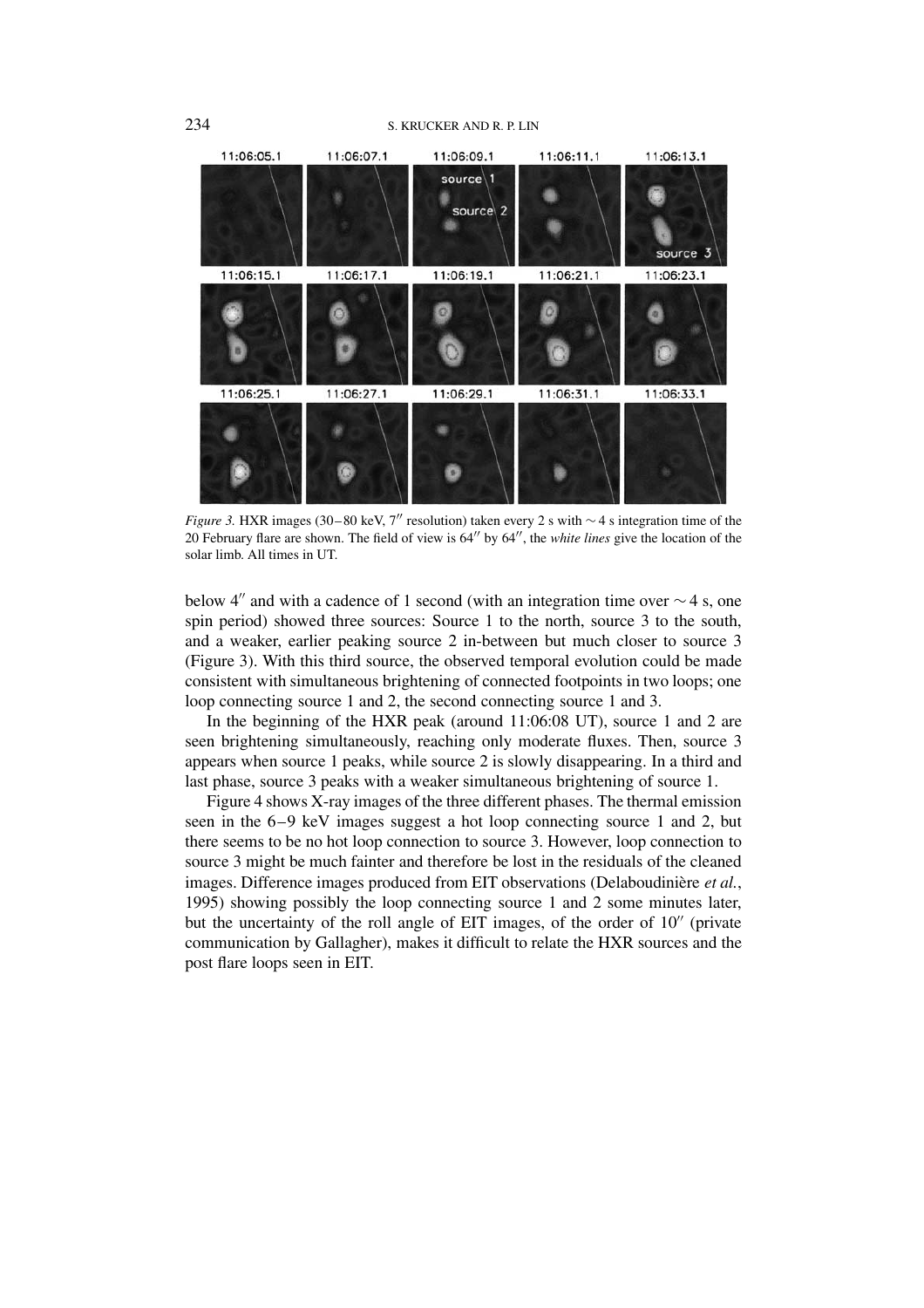*Figure 3.* HXR images (30–80 keV, 7″ resolution) taken every 2 s with ∼ 4 s integration time of the 20 February flare are shown. The field of view is 64″ by 64″, the *white lines* give the location of the solar limb. All times in UT.

below 4″ and with a cadence of 1 second (with an integration time over ∼ 4 s, one spin period) showed three sources: Source 1 to the north, source 3 to the south, and a weaker, earlier peaking source 2 in-between but much closer to source 3 (Figure 3). With this third source, the observed temporal evolution could be made consistent with simultaneous brightening of connected footpoints in two loops; one loop connecting source 1 and 2, the second connecting source 1 and 3.

In the beginning of the HXR peak (around 11:06:08 UT), source 1 and 2 are seen brightening simultaneously, reaching only moderate fluxes. Then, source 3 appears when source 1 peaks, while source 2 is slowly disappearing. In a third and last phase, source 3 peaks with a weaker simultaneous brightening of source 1.

Figure 4 shows X-ray images of the three different phases. The thermal emission seen in the 6–9 keV images suggest a hot loop connecting source 1 and 2, but there seems to be no hot loop connection to source 3. However, loop connection to source 3 might be much fainter and therefore be lost in the residuals of the cleaned images. Difference images produced from EIT observations (Delaboudinière *et al.*, 1995) showing possibly the loop connecting source 1 and 2 some minutes later, but the uncertainty of the roll angle of EIT images, of the order of 10″ (private communication by Gallagher), makes it difficult to relate the HXR sources and the post flare loops seen in EIT.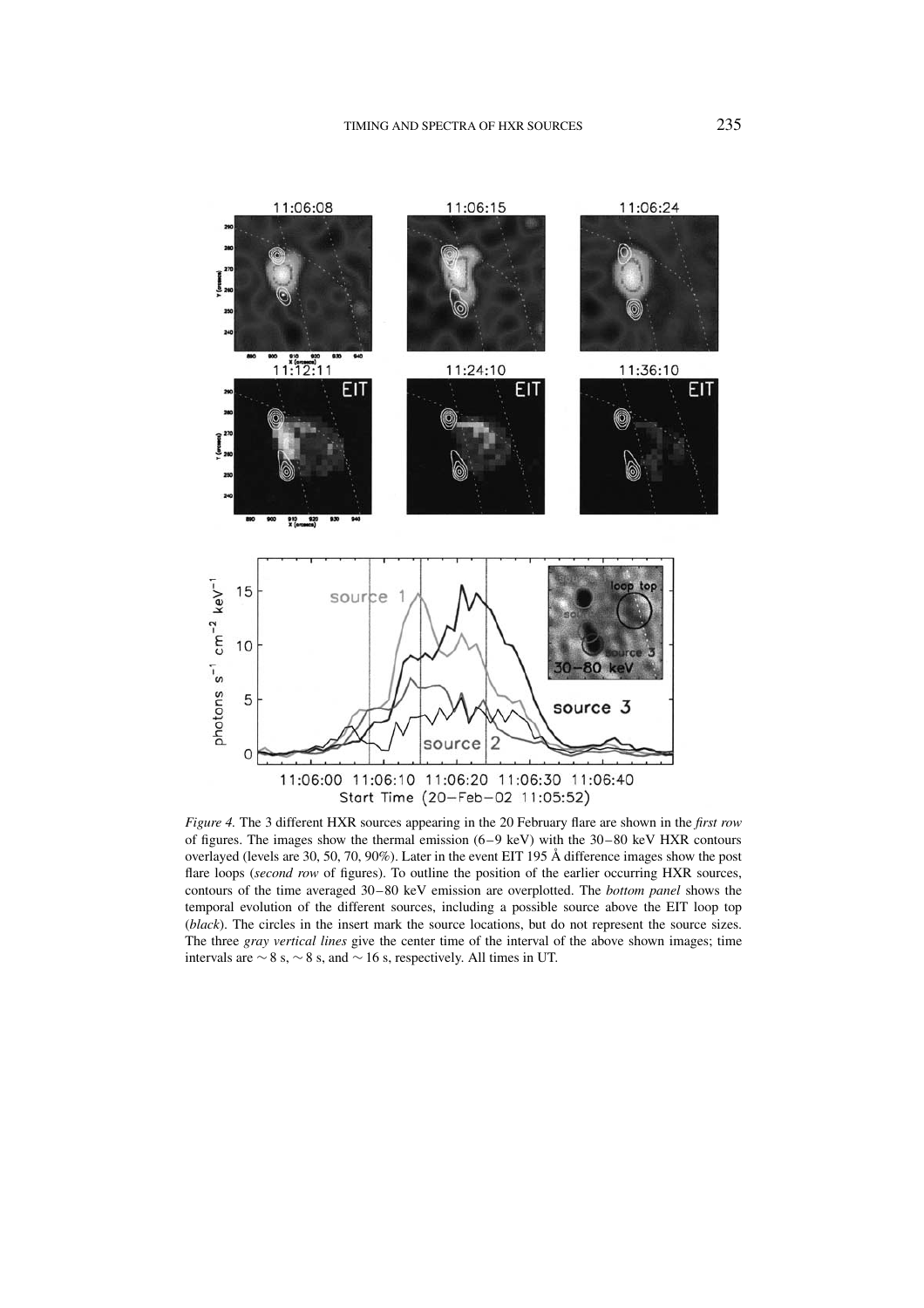*Figure 4.* The 3 different HXR sources appearing in the 20 February flare are shown in the *first row* of figures. The images show the thermal emission (6–9 keV) with the 30–80 keV HXR contours overlayed (levels are 30, 50, 70, 90%). Later in the event EIT 195 Å difference images show the post flare loops (*second row* of figures). To outline the position of the earlier occurring HXR sources, contours of the time averaged 30–80 keV emission are overplotted. The *bottom panel* shows the temporal evolution of the different sources, including a possible source above the EIT loop top (*black*). The circles in the insert mark the source locations, but do not represent the source sizes. The three *gray vertical lines* give the center time of the interval of the above shown images; time intervals are ∼ 8 s, ∼ 8 s, and ∼ 16 s, respectively. All times in UT.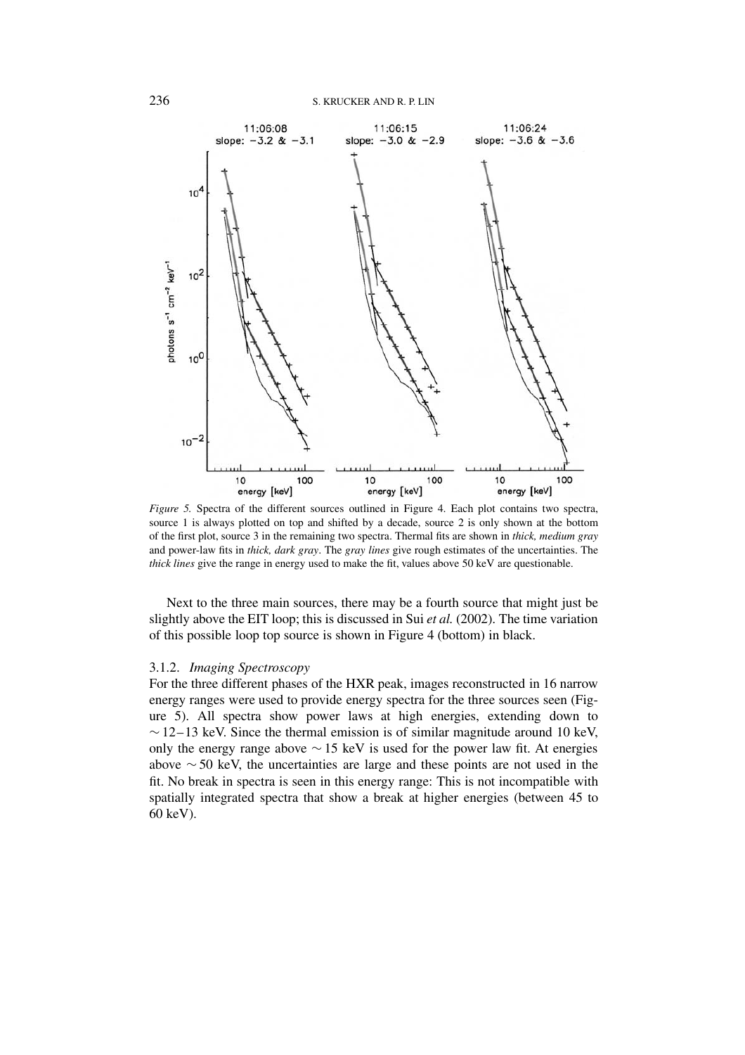*Figure 5.* Spectra of the different sources outlined in Figure 4. Each plot contains two spectra, source 1 is always plotted on top and shifted by a decade, source 2 is only shown at the bottom of the first plot, source 3 in the remaining two spectra. Thermal fits are shown in *thick, medium gray* and power-law fits in *thick, dark gray*. The *gray lines* give rough estimates of the uncertainties. The *thick lines* give the range in energy used to make the fit, values above 50 keV are questionable.

Next to the three main sources, there may be a fourth source that might just be slightly above the EIT loop; this is discussed in Sui *et al.* (2002). The time variation of this possible loop top source is shown in Figure 4 (bottom) in black.

#### 3.1.2. *Imaging Spectroscopy*

For the three different phases of the HXR peak, images reconstructed in 16 narrow energy ranges were used to provide energy spectra for the three sources seen (Figure 5). All spectra show power laws at high energies, extending down to $\sim 12$–$13$ keV. Since the thermal emission is of similar magnitude around 10 keV, only the energy range above $\sim 15$ keV is used for the power law fit. At energies above $\sim 50$ keV, the uncertainties are large and these points are not used in the fit. No break in spectra is seen in this energy range: This is not incompatible with spatially integrated spectra that show a break at higher energies (between 45 to 60 keV).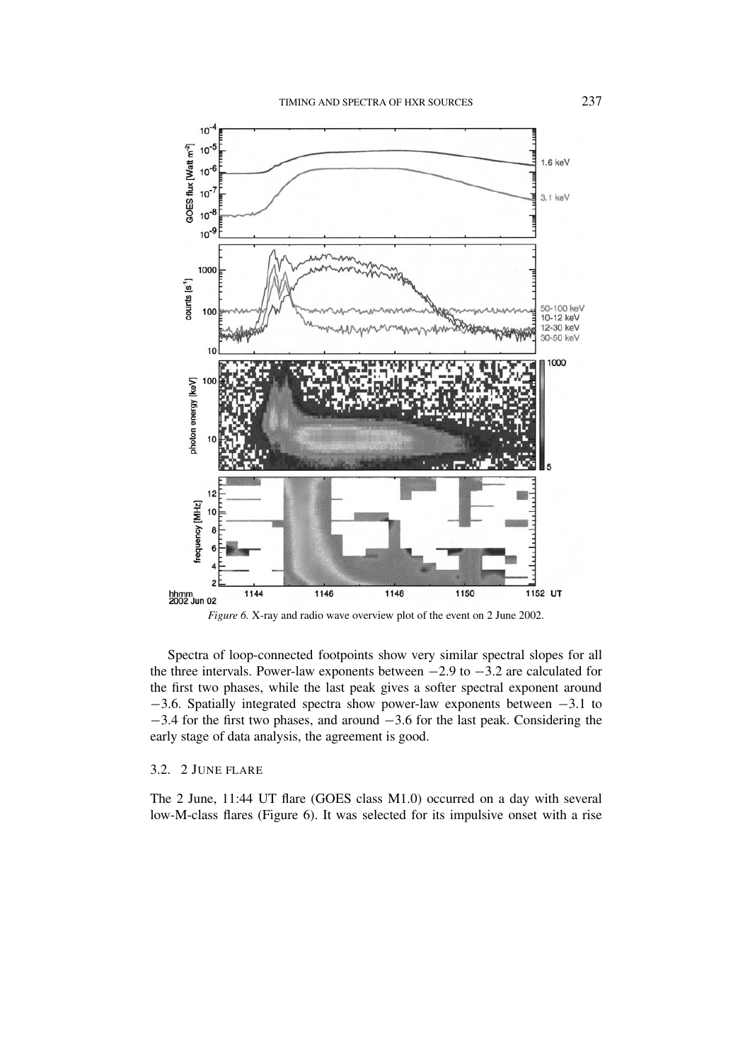*Figure 6.* X-ray and radio wave overview plot of the event on 2 June 2002.

Spectra of loop-connected footpoints show very similar spectral slopes for all the three intervals. Power-law exponents between −2.9 to −3.2 are calculated for the first two phases, while the last peak gives a softer spectral exponent around −3.6. Spatially integrated spectra show power-law exponents between −3.1 to −3.4 for the first two phases, and around −3.6 for the last peak. Considering the early stage of data analysis, the agreement is good.

### 3.2. 2 June flare

The 2 June, 11:44 UT flare (GOES class M1.0) occurred on a day with several low-M-class flares (Figure 6). It was selected for its impulsive onset with a rise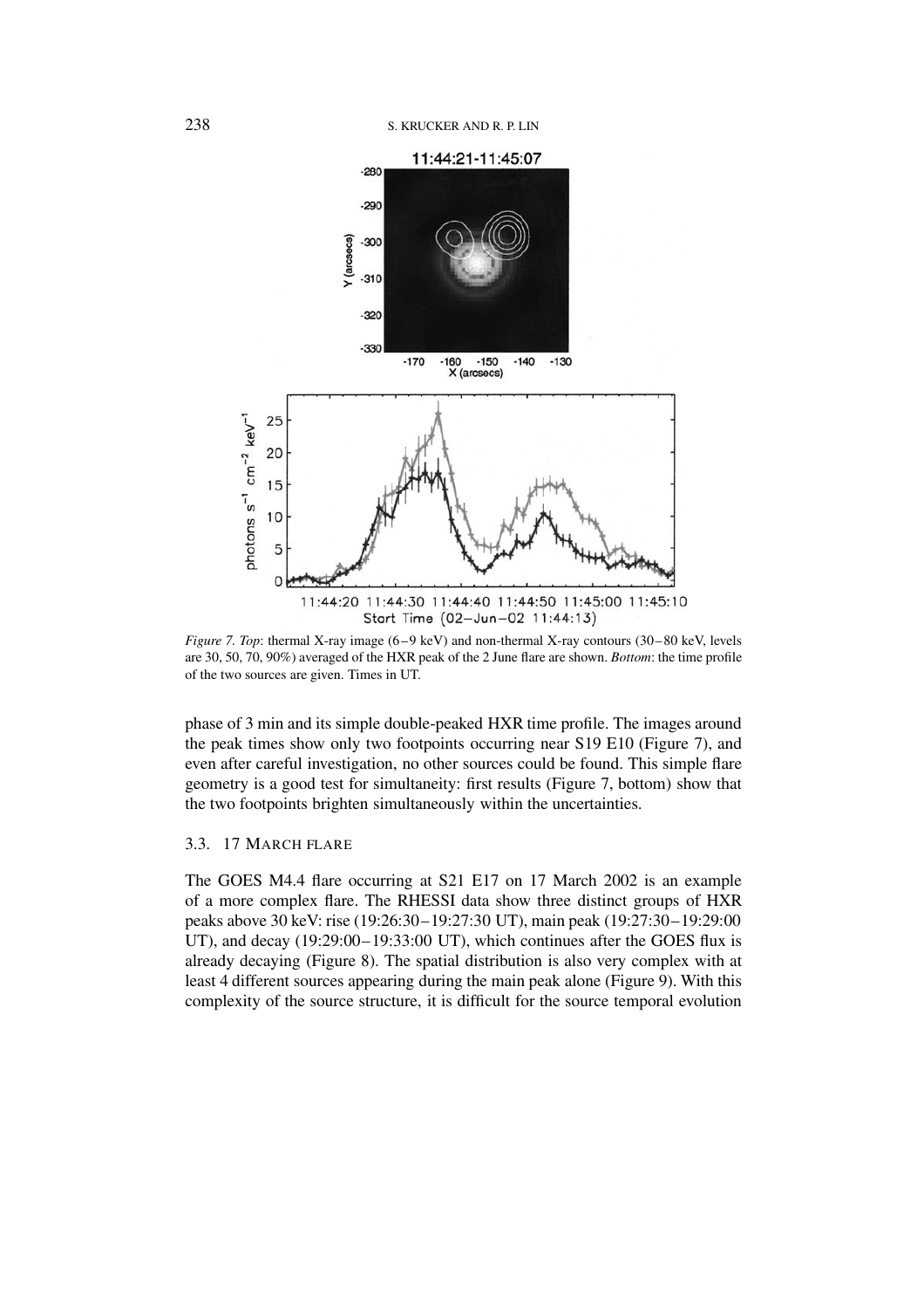*Figure 7. Top*: thermal X-ray image (6–9 keV) and non-thermal X-ray contours (30–80 keV, levels are 30, 50, 70, 90%) averaged of the HXR peak of the 2 June flare are shown. *Bottom*: the time profile of the two sources are given. Times in UT.

phase of 3 min and its simple double-peaked HXR time profile. The images around the peak times show only two footpoints occurring near S19 E10 (Figure 7), and even after careful investigation, no other sources could be found. This simple flare geometry is a good test for simultaneity: first results (Figure 7, bottom) show that the two footpoints brighten simultaneously within the uncertainties.

### 3.3. 17 March Flare

The GOES M4.4 flare occurring at S21 E17 on 17 March 2002 is an example of a more complex flare. The RHESSI data show three distinct groups of HXR peaks above 30 keV: rise (19:26:30–19:27:30 UT), main peak (19:27:30–19:29:00 UT), and decay (19:29:00–19:33:00 UT), which continues after the GOES flux is already decaying (Figure 8). The spatial distribution is also very complex with at least 4 different sources appearing during the main peak alone (Figure 9). With this complexity of the source structure, it is difficult for the source temporal evolution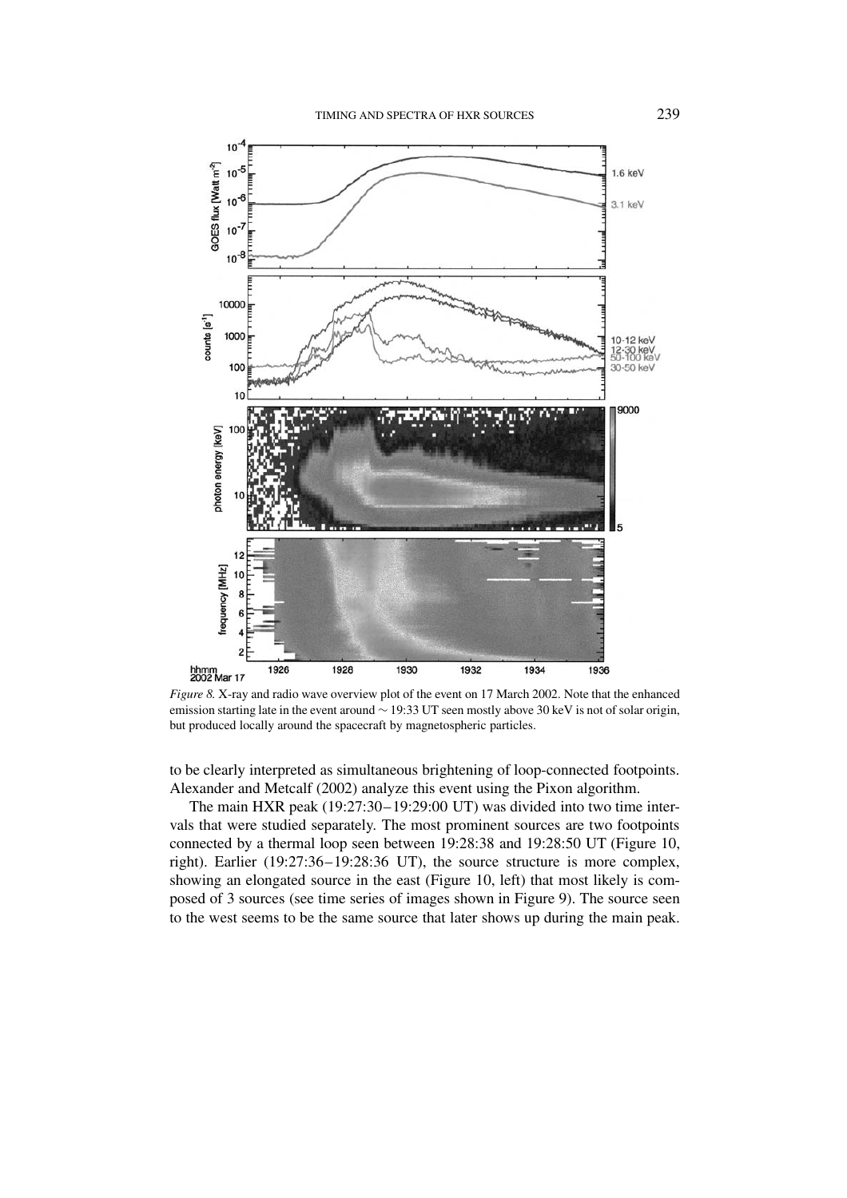*Figure 8.* X-ray and radio wave overview plot of the event on 17 March 2002. Note that the enhanced emission starting late in the event around $\sim$ 19:33 UT seen mostly above 30 keV is not of solar origin, but produced locally around the spacecraft by magnetospheric particles.

to be clearly interpreted as simultaneous brightening of loop-connected footpoints. Alexander and Metcalf (2002) analyze this event using the Pixon algorithm.

The main HXR peak (19:27:30–19:29:00 UT) was divided into two time intervals that were studied separately. The most prominent sources are two footpoints connected by a thermal loop seen between 19:28:38 and 19:28:50 UT (Figure 10, right). Earlier (19:27:36–19:28:36 UT), the source structure is more complex, showing an elongated source in the east (Figure 10, left) that most likely is composed of 3 sources (see time series of images shown in Figure 9). The source seen to the west seems to be the same source that later shows up during the main peak.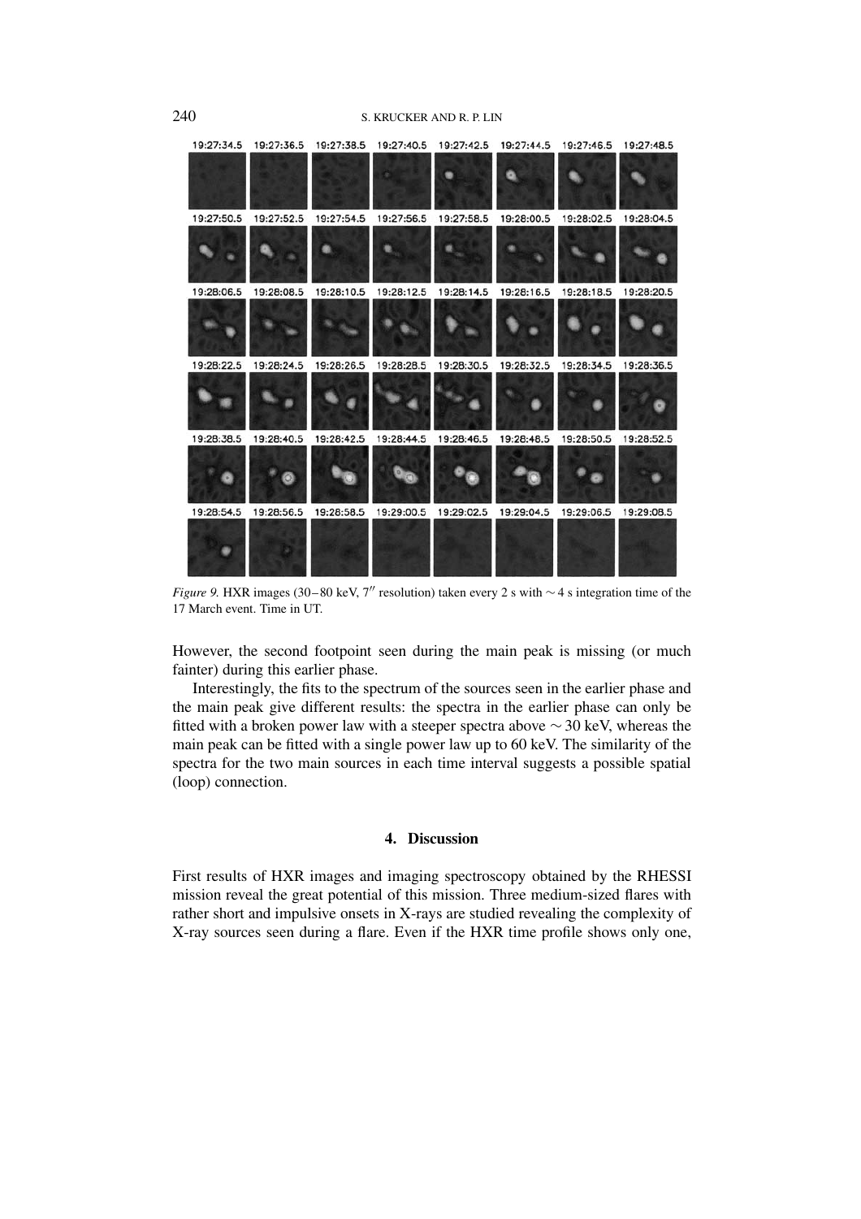*Figure 9.* HXR images (30–80 keV, 7″ resolution) taken every 2 s with $\sim 4$ s integration time of the 17 March event. Time in UT.

However, the second footpoint seen during the main peak is missing (or much fainter) during this earlier phase.

Interestingly, the fits to the spectrum of the sources seen in the earlier phase and the main peak give different results: the spectra in the earlier phase can only be fitted with a broken power law with a steeper spectra above $\sim 30$ keV, whereas the main peak can be fitted with a single power law up to 60 keV. The similarity of the spectra for the two main sources in each time interval suggests a possible spatial (loop) connection.

## 4. Discussion

First results of HXR images and imaging spectroscopy obtained by the RHESSI mission reveal the great potential of this mission. Three medium-sized flares with rather short and impulsive onsets in X-rays are studied revealing the complexity of X-ray sources seen during a flare. Even if the HXR time profile shows only one,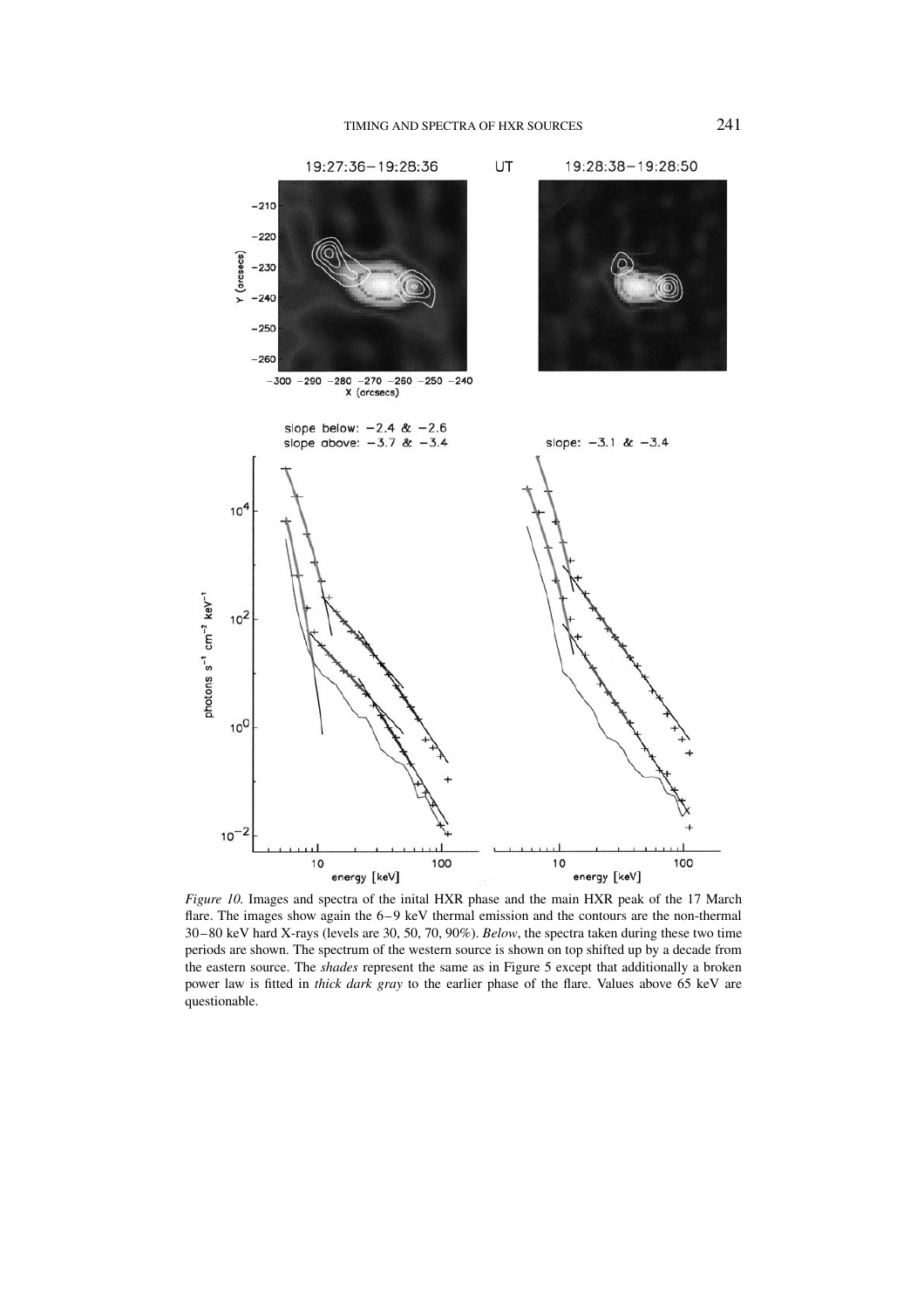*Figure 10.* Images and spectra of the inital HXR phase and the main HXR peak of the 17 March flare. The images show again the 6–9 keV thermal emission and the contours are the non-thermal 30–80 keV hard X-rays (levels are 30, 50, 70, 90%). *Below*, the spectra taken during these two time periods are shown. The spectrum of the western source is shown on top shifted up by a decade from the eastern source. The *shades* represent the same as in Figure 5 except that additionally a broken power law is fitted in *thick dark gray* to the earlier phase of the flare. Values above 65 keV are questionable.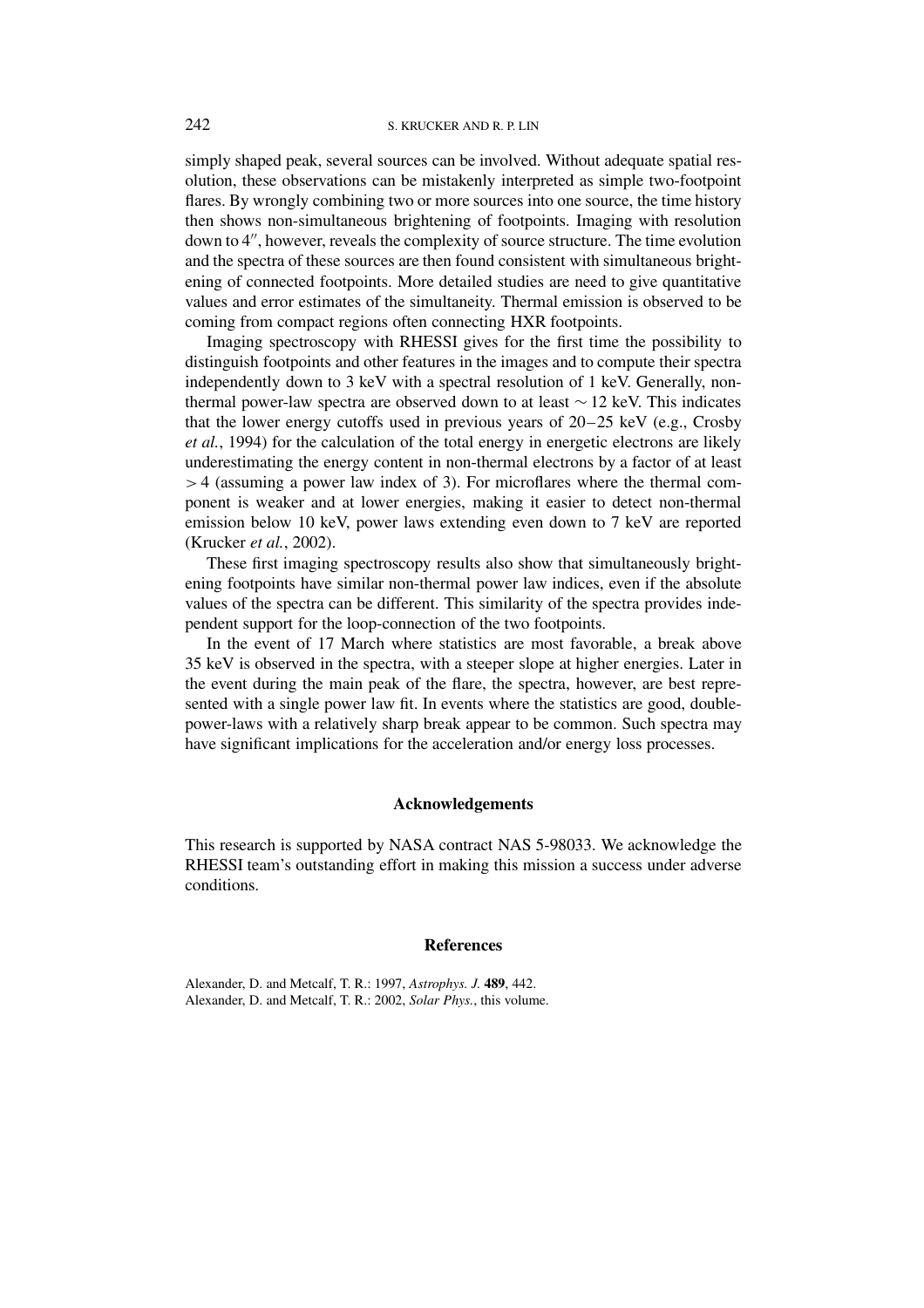simply shaped peak, several sources can be involved. Without adequate spatial resolution, these observations can be mistakenly interpreted as simple two-footpoint flares. By wrongly combining two or more sources into one source, the time history then shows non-simultaneous brightening of footpoints. Imaging with resolution down to $4''$, however, reveals the complexity of source structure. The time evolution and the spectra of these sources are then found consistent with simultaneous brightening of connected footpoints. More detailed studies are need to give quantitative values and error estimates of the simultaneity. Thermal emission is observed to be coming from compact regions often connecting HXR footpoints.

Imaging spectroscopy with RHESSI gives for the first time the possibility to distinguish footpoints and other features in the images and to compute their spectra independently down to 3 keV with a spectral resolution of 1 keV. Generally, non-thermal power-law spectra are observed down to at least $\sim 12$ keV. This indicates that the lower energy cutoffs used in previous years of 20–25 keV (e.g., Crosby *et al.*, 1994) for the calculation of the total energy in energetic electrons are likely underestimating the energy content in non-thermal electrons by a factor of at least $> 4$ (assuming a power law index of 3). For microflares where the thermal component is weaker and at lower energies, making it easier to detect non-thermal emission below 10 keV, power laws extending even down to 7 keV are reported (Krucker *et al.*, 2002).

These first imaging spectroscopy results also show that simultaneously brightening footpoints have similar non-thermal power law indices, even if the absolute values of the spectra can be different. This similarity of the spectra provides independent support for the loop-connection of the two footpoints.

In the event of 17 March where statistics are most favorable, a break above 35 keV is observed in the spectra, with a steeper slope at higher energies. Later in the event during the main peak of the flare, the spectra, however, are best represented with a single power law fit. In events where the statistics are good, double-power-laws with a relatively sharp break appear to be common. Such spectra may have significant implications for the acceleration and/or energy loss processes.

## Acknowledgements

This research is supported by NASA contract NAS 5-98033. We acknowledge the RHESSI team's outstanding effort in making this mission a success under adverse conditions.

## References

Alexander, D. and Metcalf, T. R.: 1997, *Astrophys. J.* **489**, 442.
Alexander, D. and Metcalf, T. R.: 2002, *Solar Phys.*, this volume.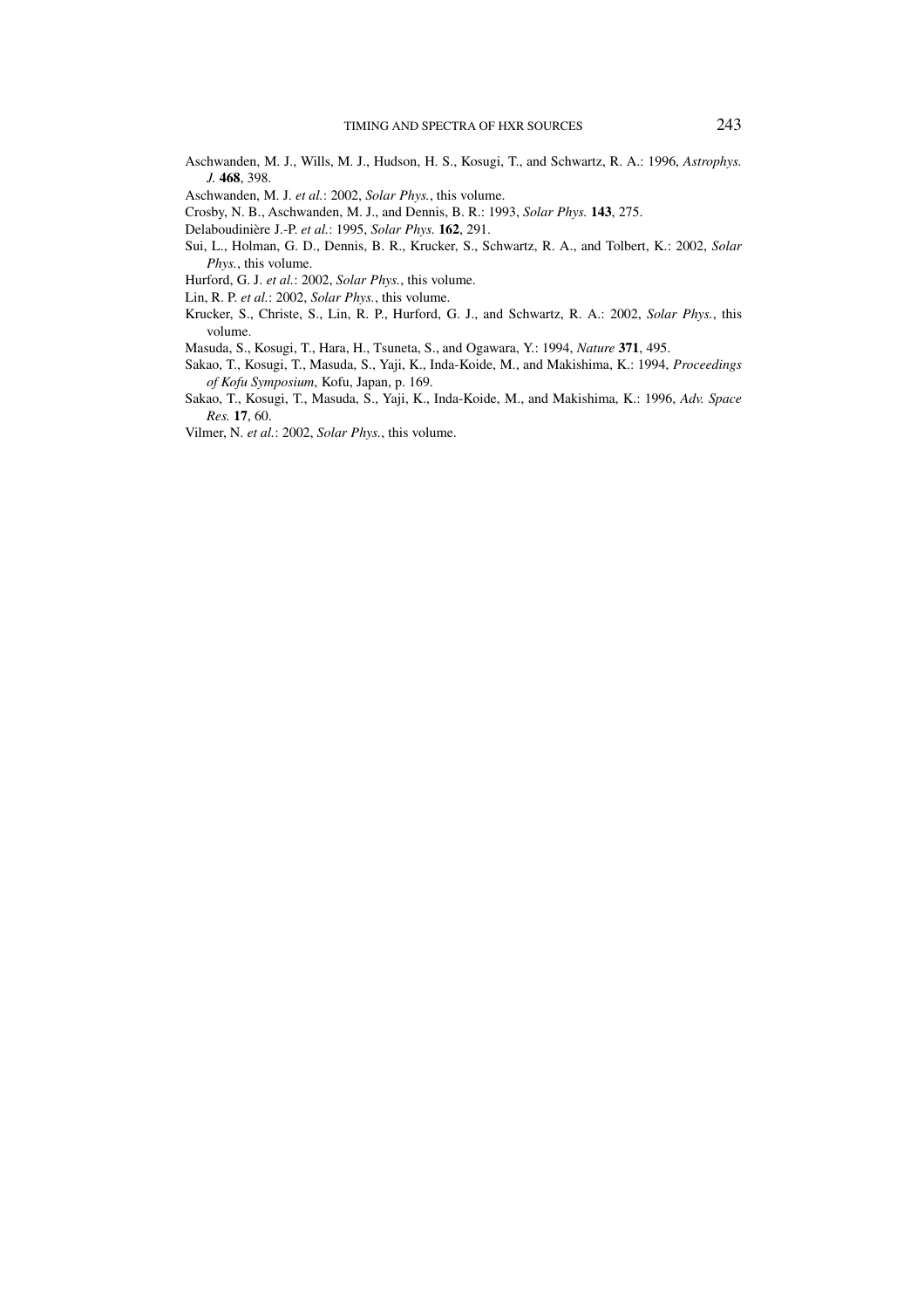Aschwanden, M. J., Wills, M. J., Hudson, H. S., Kosugi, T., and Schwartz, R. A.: 1996, *Astrophys. J.* **468**, 398.

Aschwanden, M. J. *et al.*: 2002, *Solar Phys.*, this volume.

Crosby, N. B., Aschwanden, M. J., and Dennis, B. R.: 1993, *Solar Phys.* **143**, 275.

Delaboudinière J.-P. *et al.*: 1995, *Solar Phys.* **162**, 291.

Sui, L., Holman, G. D., Dennis, B. R., Krucker, S., Schwartz, R. A., and Tolbert, K.: 2002, *Solar Phys.*, this volume.

Hurford, G. J. *et al.*: 2002, *Solar Phys.*, this volume.

Lin, R. P. *et al.*: 2002, *Solar Phys.*, this volume.

Krucker, S., Christe, S., Lin, R. P., Hurford, G. J., and Schwartz, R. A.: 2002, *Solar Phys.*, this volume.

Masuda, S., Kosugi, T., Hara, H., Tsuneta, S., and Ogawara, Y.: 1994, *Nature* **371**, 495.

Sakao, T., Kosugi, T., Masuda, S., Yaji, K., Inda-Koide, M., and Makishima, K.: 1994, *Proceedings of Kofu Symposium*, Kofu, Japan, p. 169.

Sakao, T., Kosugi, T., Masuda, S., Yaji, K., Inda-Koide, M., and Makishima, K.: 1996, *Adv. Space Res.* **17**, 60.

Vilmer, N. *et al.*: 2002, *Solar Phys.*, this volume.